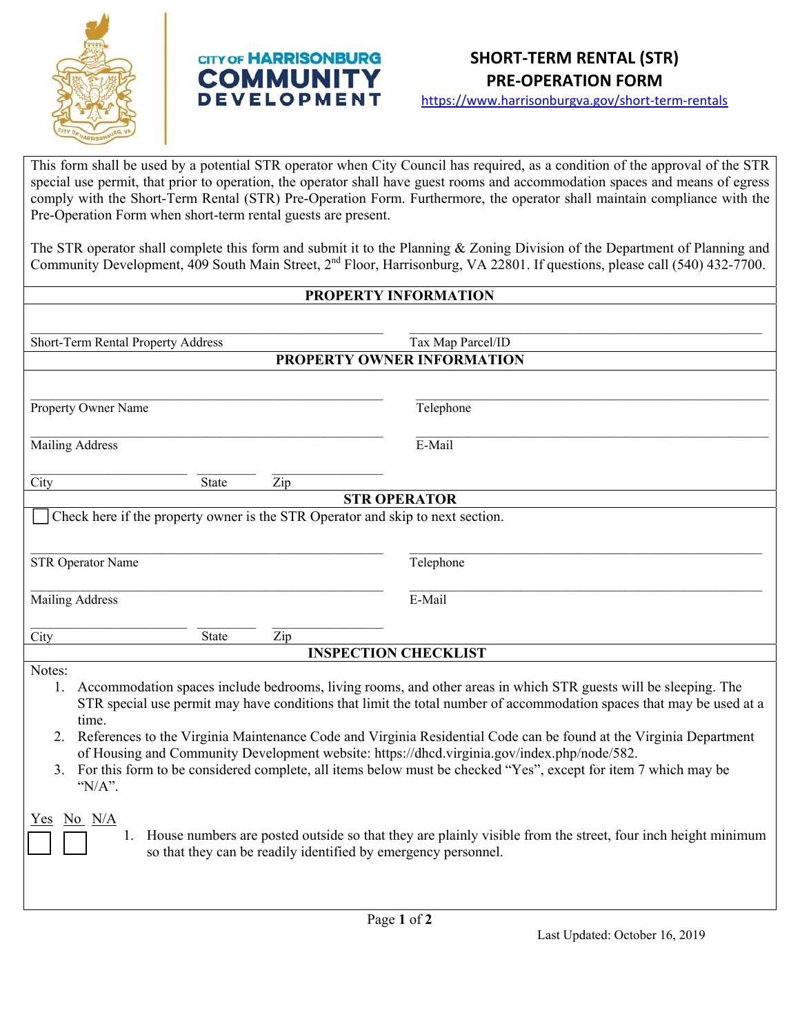CITY OF HARRISONBURG
COMMUNITY DEVELOPMENT

# SHORT-TERM RENTAL (STR) PRE-OPERATION FORM

https://www.harrisonburgva.gov/short-term-rentals

This form shall be used by a potential STR operator when City Council has required, as a condition of the approval of the STR special use permit, that prior to operation, the operator shall have guest rooms and accommodation spaces and means of egress comply with the Short-Term Rental (STR) Pre-Operation Form. Furthermore, the operator shall maintain compliance with the Pre-Operation Form when short-term rental guests are present.

The STR operator shall complete this form and submit it to the Planning & Zoning Division of the Department of Planning and Community Development, 409 South Main Street, 2nd Floor, Harrisonburg, VA 22801. If questions, please call (540) 432-7700.

## PROPERTY INFORMATION

| Short-Term Rental Property Address | Tax Map Parcel/ID |
|---|---|
| | |

## PROPERTY OWNER INFORMATION

| | |
|---|---|
| Property Owner Name: | Telephone: |
| Mailing Address: | E-Mail: |
| City: State: Zip: | |

## STR OPERATOR

☐ Check here if the property owner is the STR Operator and skip to next section.

| | |
|---|---|
| STR Operator Name: | Telephone: |
| Mailing Address: | E-Mail: |
| City: State: Zip: | |

## INSPECTION CHECKLIST

Notes:

1. Accommodation spaces include bedrooms, living rooms, and other areas in which STR guests will be sleeping. The STR special use permit may have conditions that limit the total number of accommodation spaces that may be used at a time.
2. References to the Virginia Maintenance Code and Virginia Residential Code can be found at the Virginia Department of Housing and Community Development website: https://dhcd.virginia.gov/index.php/node/582.
3. For this form to be considered complete, all items below must be checked "Yes", except for item 7 which may be "N/A".

| Yes | No | N/A | Item |
|---|---|---|---|
| ☐ | ☐ | | 1. House numbers are posted outside so that they are plainly visible from the street, four inch height minimum so that they can be readily identified by emergency personnel. |

Last Updated: October 16, 2019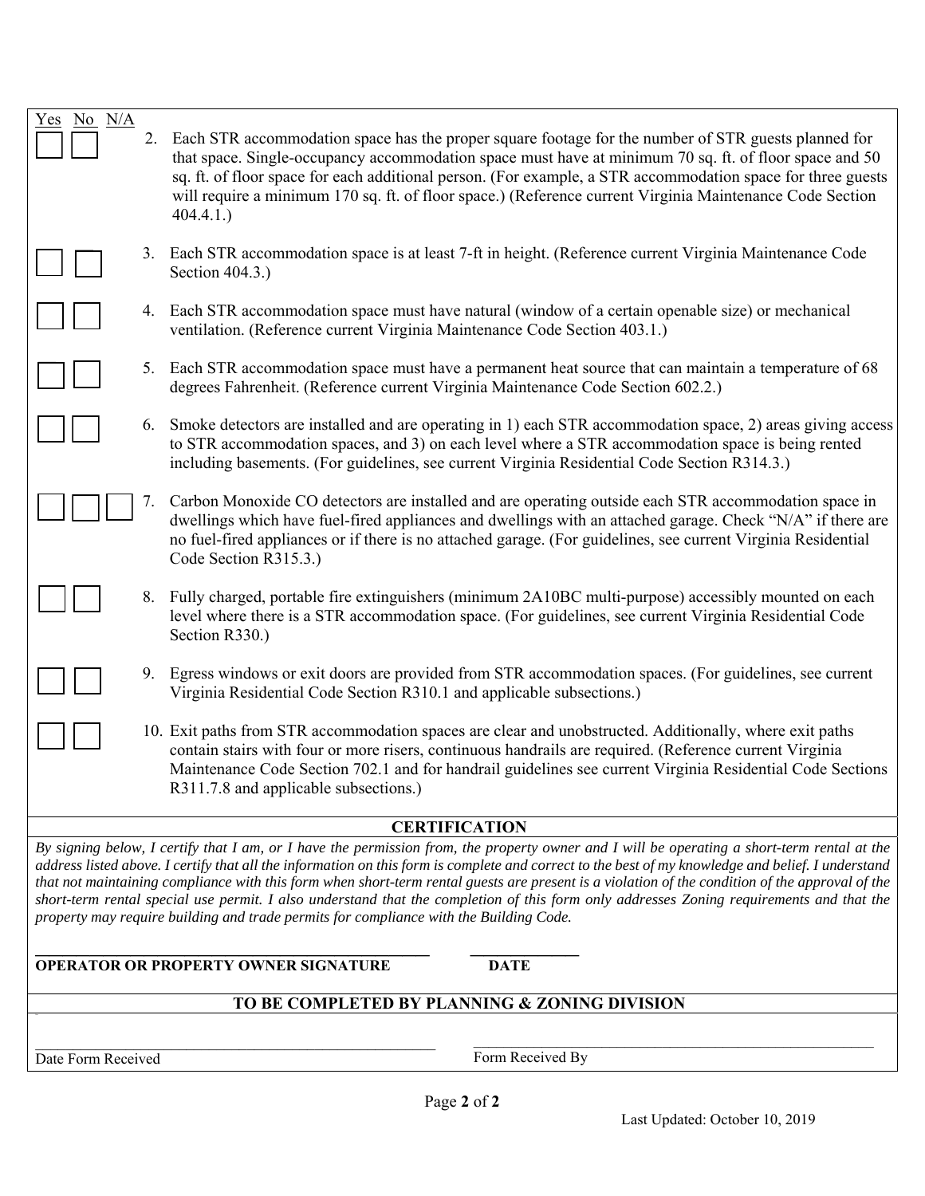| Yes | No | N/A | |
|---|---|---|---|
| ☐ | ☐ | | 2. Each STR accommodation space has the proper square footage for the number of STR guests planned for that space. Single-occupancy accommodation space must have at minimum 70 sq. ft. of floor space and 50 sq. ft. of floor space for each additional person. (For example, a STR accommodation space for three guests will require a minimum 170 sq. ft. of floor space.) (Reference current Virginia Maintenance Code Section 404.4.1.) |
| ☐ | ☐ | | 3. Each STR accommodation space is at least 7-ft in height. (Reference current Virginia Maintenance Code Section 404.3.) |
| ☐ | ☐ | | 4. Each STR accommodation space must have natural (window of a certain openable size) or mechanical ventilation. (Reference current Virginia Maintenance Code Section 403.1.) |
| ☐ | ☐ | | 5. Each STR accommodation space must have a permanent heat source that can maintain a temperature of 68 degrees Fahrenheit. (Reference current Virginia Maintenance Code Section 602.2.) |
| ☐ | ☐ | | 6. Smoke detectors are installed and are operating in 1) each STR accommodation space, 2) areas giving access to STR accommodation spaces, and 3) on each level where a STR accommodation space is being rented including basements. (For guidelines, see current Virginia Residential Code Section R314.3.) |
| ☐ | ☐ | ☐ | 7. Carbon Monoxide CO detectors are installed and are operating outside each STR accommodation space in dwellings which have fuel-fired appliances and dwellings with an attached garage. Check "N/A" if there are no fuel-fired appliances or if there is no attached garage. (For guidelines, see current Virginia Residential Code Section R315.3.) |
| ☐ | ☐ | | 8. Fully charged, portable fire extinguishers (minimum 2A10BC multi-purpose) accessibly mounted on each level where there is a STR accommodation space. (For guidelines, see current Virginia Residential Code Section R330.) |
| ☐ | ☐ | | 9. Egress windows or exit doors are provided from STR accommodation spaces. (For guidelines, see current Virginia Residential Code Section R310.1 and applicable subsections.) |
| ☐ | ☐ | | 10. Exit paths from STR accommodation spaces are clear and unobstructed. Additionally, where exit paths contain stairs with four or more risers, continuous handrails are required. (Reference current Virginia Maintenance Code Section 702.1 and for handrail guidelines see current Virginia Residential Code Sections R311.7.8 and applicable subsections.) |

## CERTIFICATION

*By signing below, I certify that I am, or I have the permission from, the property owner and I will be operating a short-term rental at the address listed above. I certify that all the information on this form is complete and correct to the best of my knowledge and belief. I understand that not maintaining compliance with this form when short-term rental guests are present is a violation of the condition of the approval of the short-term rental special use permit. I also understand that the completion of this form only addresses Zoning requirements and that the property may require building and trade permits for compliance with the Building Code.*

______________________________ ______________

**OPERATOR OR PROPERTY OWNER SIGNATURE** **DATE**

## TO BE COMPLETED BY PLANNING & ZONING DIVISION

______________________________ ______________________________

Date Form Received Form Received By

Last Updated: October 10, 2019